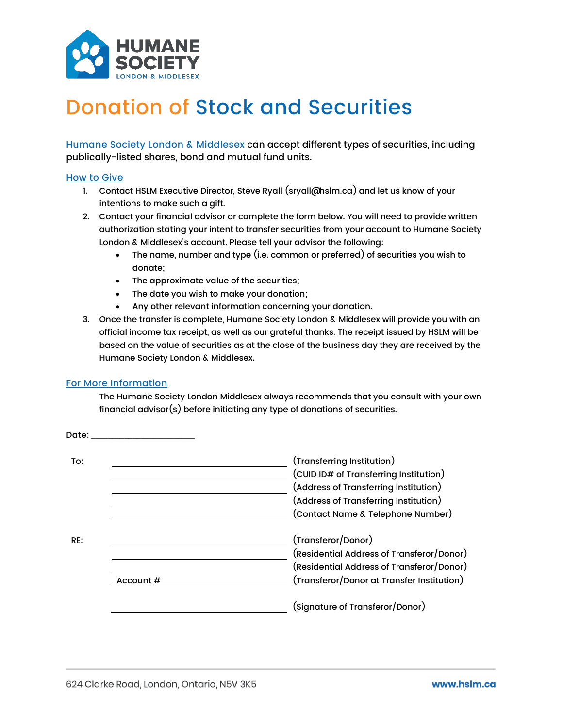HUMANE SOCIETY
LONDON & MIDDLESEX

# Donation of Stock and Securities

Humane Society London & Middlesex can accept different types of securities, including publically-listed shares, bond and mutual fund units.

## How to Give

1. Contact HSLM Executive Director, Steve Ryall (sryall@hslm.ca) and let us know of your intentions to make such a gift.
2. Contact your financial advisor or complete the form below. You will need to provide written authorization stating your intent to transfer securities from your account to Humane Society London & Middlesex's account. Please tell your advisor the following:
   - The name, number and type (i.e. common or preferred) of securities you wish to donate;
   - The approximate value of the securities;
   - The date you wish to make your donation;
   - Any other relevant information concerning your donation.
3. Once the transfer is complete, Humane Society London & Middlesex will provide you with an official income tax receipt, as well as our grateful thanks. The receipt issued by HSLM will be based on the value of securities as at the close of the business day they are received by the Humane Society London & Middlesex.

## For More Information

The Humane Society London Middlesex always recommends that you consult with your own financial advisor(s) before initiating any type of donations of securities.

Date: ____________________

To:
______________________________ (Transferring Institution)
______________________________ (CUID ID# of Transferring Institution)
______________________________ (Address of Transferring Institution)
______________________________ (Address of Transferring Institution)
______________________________ (Contact Name & Telephone Number)

RE:
______________________________ (Transferor/Donor)
______________________________ (Residential Address of Transferor/Donor)
______________________________ (Residential Address of Transferor/Donor)
Account # ______________________ (Transferor/Donor at Transfer Institution)

______________________________ (Signature of Transferor/Donor)

624 Clarke Road, London, Ontario, N5V 3K5 www.hslm.ca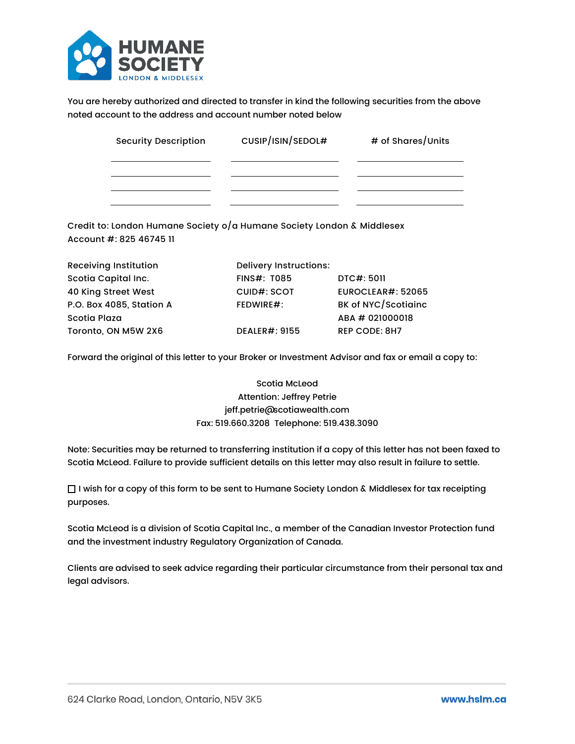HUMANE SOCIETY
LONDON & MIDDLESEX

You are hereby authorized and directed to transfer in kind the following securities from the above noted account to the address and account number noted below

| Security Description | CUSIP/ISIN/SEDOL# | # of Shares/Units |
| --- | --- | --- |
| | | |
| | | |
| | | |
| | | |

Credit to: London Humane Society o/a Humane Society London & Middlesex
Account #: 825 46745 11

| Receiving Institution | Delivery Instructions: | |
| --- | --- | --- |
| Scotia Capital Inc. | FINS#: T085 | DTC#: 5011 |
| 40 King Street West | CUID#: SCOT | EUROCLEAR#: 52065 |
| P.O. Box 4085, Station A | FEDWIRE#: | BK of NYC/Scotiainc |
| Scotia Plaza | | ABA # 021000018 |
| Toronto, ON M5W 2X6 | DEALER#: 9155 | REP CODE: 8H7 |

Forward the original of this letter to your Broker or Investment Advisor and fax or email a copy to:

Scotia McLeod
Attention: Jeffrey Petrie
jeff.petrie@scotiawealth.com
Fax: 519.660.3208 Telephone: 519.438.3090

Note: Securities may be returned to transferring institution if a copy of this letter has not been faxed to Scotia McLeod. Failure to provide sufficient details on this letter may also result in failure to settle.

☐ I wish for a copy of this form to be sent to Humane Society London & Middlesex for tax receipting purposes.

Scotia McLeod is a division of Scotia Capital Inc., a member of the Canadian Investor Protection fund and the investment industry Regulatory Organization of Canada.

Clients are advised to seek advice regarding their particular circumstance from their personal tax and legal advisors.

624 Clarke Road, London, Ontario, N5V 3K5 www.hslm.ca